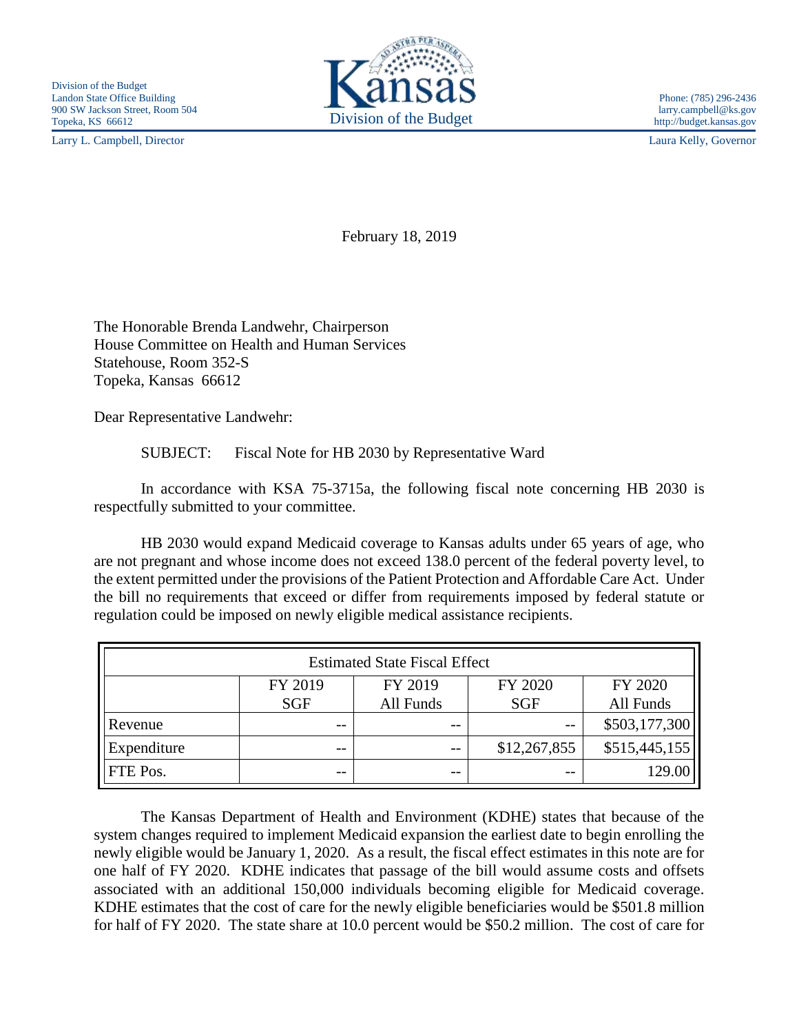Division of the Budget
Landon State Office Building
900 SW Jackson Street, Room 504
Topeka, KS 66612

Larry L. Campbell, Director

Kansas
Division of the Budget

Phone: (785) 296-2436
larry.campbell@ks.gov
http://budget.kansas.gov

Laura Kelly, Governor

February 18, 2019

The Honorable Brenda Landwehr, Chairperson
House Committee on Health and Human Services
Statehouse, Room 352-S
Topeka, Kansas 66612

Dear Representative Landwehr:

SUBJECT: Fiscal Note for HB 2030 by Representative Ward

In accordance with KSA 75-3715a, the following fiscal note concerning HB 2030 is respectfully submitted to your committee.

HB 2030 would expand Medicaid coverage to Kansas adults under 65 years of age, who are not pregnant and whose income does not exceed 138.0 percent of the federal poverty level, to the extent permitted under the provisions of the Patient Protection and Affordable Care Act. Under the bill no requirements that exceed or differ from requirements imposed by federal statute or regulation could be imposed on newly eligible medical assistance recipients.

| Estimated State Fiscal Effect | | | | |
|---|---|---|---|---|
| | FY 2019 SGF | FY 2019 All Funds | FY 2020 SGF | FY 2020 All Funds |
| Revenue | -- | -- | -- | $503,177,300 |
| Expenditure | -- | -- | $12,267,855 | $515,445,155 |
| FTE Pos. | -- | -- | -- | 129.00 |

The Kansas Department of Health and Environment (KDHE) states that because of the system changes required to implement Medicaid expansion the earliest date to begin enrolling the newly eligible would be January 1, 2020. As a result, the fiscal effect estimates in this note are for one half of FY 2020. KDHE indicates that passage of the bill would assume costs and offsets associated with an additional 150,000 individuals becoming eligible for Medicaid coverage. KDHE estimates that the cost of care for the newly eligible beneficiaries would be $501.8 million for half of FY 2020. The state share at 10.0 percent would be $50.2 million. The cost of care for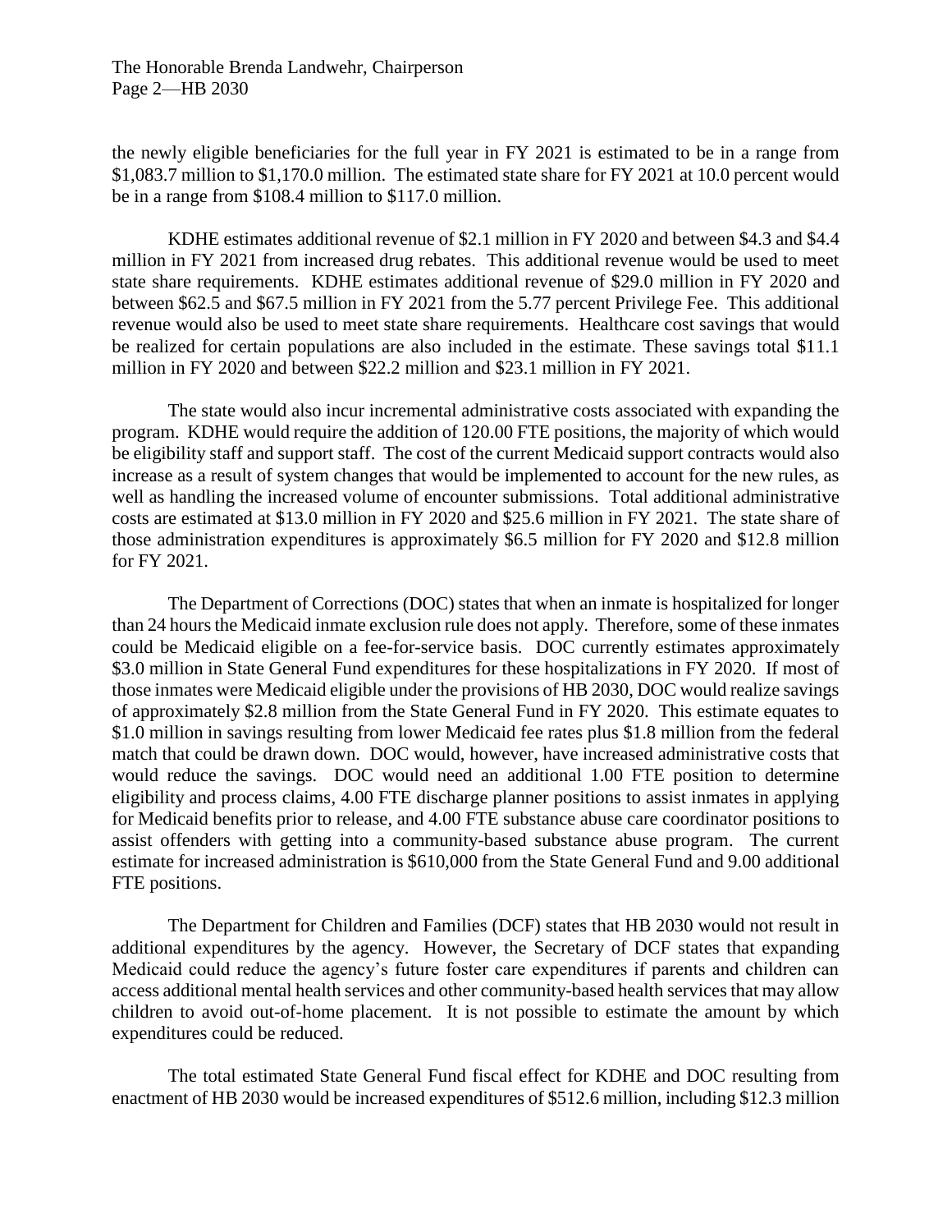the newly eligible beneficiaries for the full year in FY 2021 is estimated to be in a range from $1,083.7 million to $1,170.0 million. The estimated state share for FY 2021 at 10.0 percent would be in a range from $108.4 million to $117.0 million.

KDHE estimates additional revenue of $2.1 million in FY 2020 and between $4.3 and $4.4 million in FY 2021 from increased drug rebates. This additional revenue would be used to meet state share requirements. KDHE estimates additional revenue of $29.0 million in FY 2020 and between $62.5 and $67.5 million in FY 2021 from the 5.77 percent Privilege Fee. This additional revenue would also be used to meet state share requirements. Healthcare cost savings that would be realized for certain populations are also included in the estimate. These savings total $11.1 million in FY 2020 and between $22.2 million and $23.1 million in FY 2021.

The state would also incur incremental administrative costs associated with expanding the program. KDHE would require the addition of 120.00 FTE positions, the majority of which would be eligibility staff and support staff. The cost of the current Medicaid support contracts would also increase as a result of system changes that would be implemented to account for the new rules, as well as handling the increased volume of encounter submissions. Total additional administrative costs are estimated at $13.0 million in FY 2020 and $25.6 million in FY 2021. The state share of those administration expenditures is approximately $6.5 million for FY 2020 and $12.8 million for FY 2021.

The Department of Corrections (DOC) states that when an inmate is hospitalized for longer than 24 hours the Medicaid inmate exclusion rule does not apply. Therefore, some of these inmates could be Medicaid eligible on a fee-for-service basis. DOC currently estimates approximately $3.0 million in State General Fund expenditures for these hospitalizations in FY 2020. If most of those inmates were Medicaid eligible under the provisions of HB 2030, DOC would realize savings of approximately $2.8 million from the State General Fund in FY 2020. This estimate equates to $1.0 million in savings resulting from lower Medicaid fee rates plus $1.8 million from the federal match that could be drawn down. DOC would, however, have increased administrative costs that would reduce the savings. DOC would need an additional 1.00 FTE position to determine eligibility and process claims, 4.00 FTE discharge planner positions to assist inmates in applying for Medicaid benefits prior to release, and 4.00 FTE substance abuse care coordinator positions to assist offenders with getting into a community-based substance abuse program. The current estimate for increased administration is $610,000 from the State General Fund and 9.00 additional FTE positions.

The Department for Children and Families (DCF) states that HB 2030 would not result in additional expenditures by the agency. However, the Secretary of DCF states that expanding Medicaid could reduce the agency's future foster care expenditures if parents and children can access additional mental health services and other community-based health services that may allow children to avoid out-of-home placement. It is not possible to estimate the amount by which expenditures could be reduced.

The total estimated State General Fund fiscal effect for KDHE and DOC resulting from enactment of HB 2030 would be increased expenditures of $512.6 million, including $12.3 million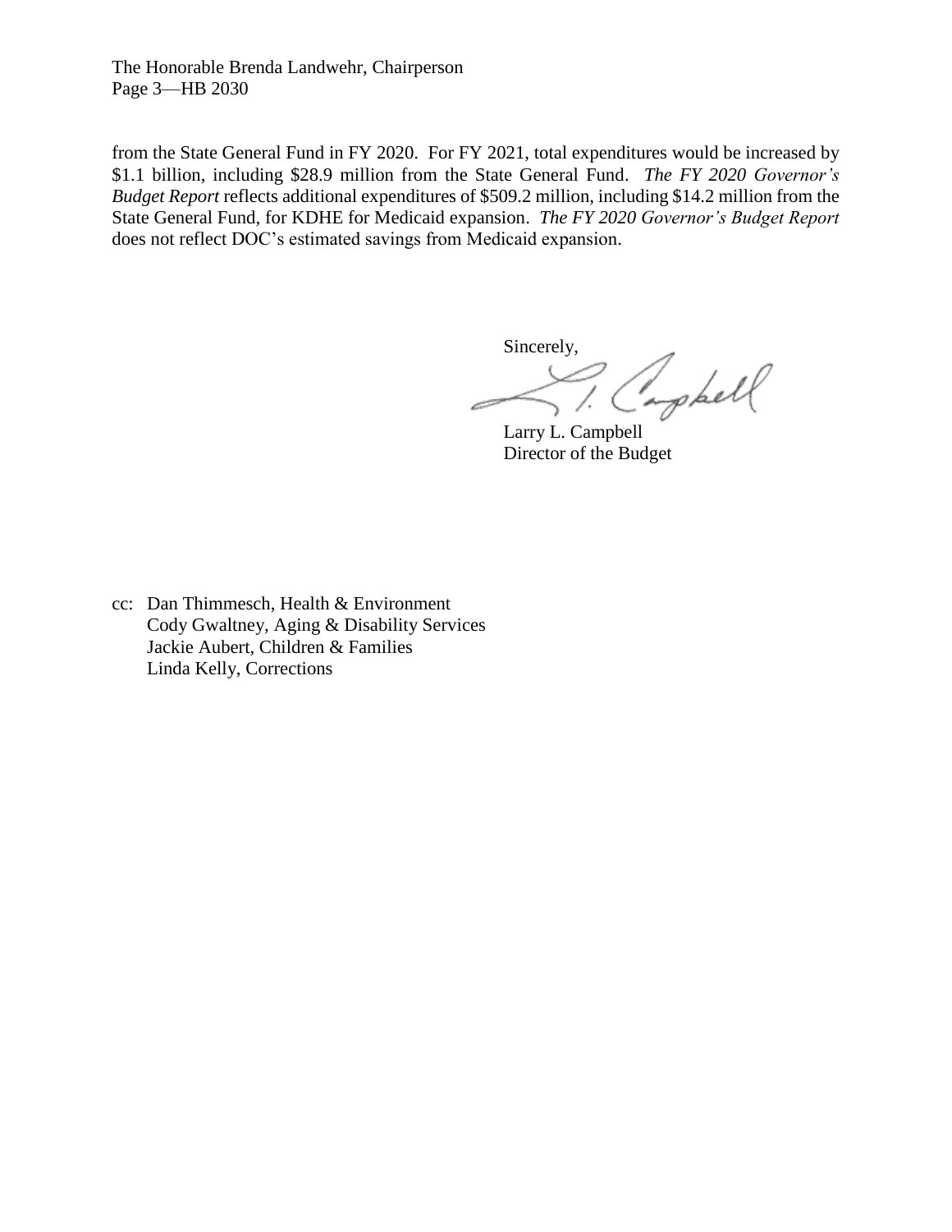from the State General Fund in FY 2020. For FY 2021, total expenditures would be increased by $1.1 billion, including $28.9 million from the State General Fund. *The FY 2020 Governor's Budget Report* reflects additional expenditures of $509.2 million, including $14.2 million from the State General Fund, for KDHE for Medicaid expansion. *The FY 2020 Governor's Budget Report* does not reflect DOC's estimated savings from Medicaid expansion.

Sincerely,

Larry L. Campbell
Director of the Budget

cc: Dan Thimmesch, Health & Environment
Cody Gwaltney, Aging & Disability Services
Jackie Aubert, Children & Families
Linda Kelly, Corrections